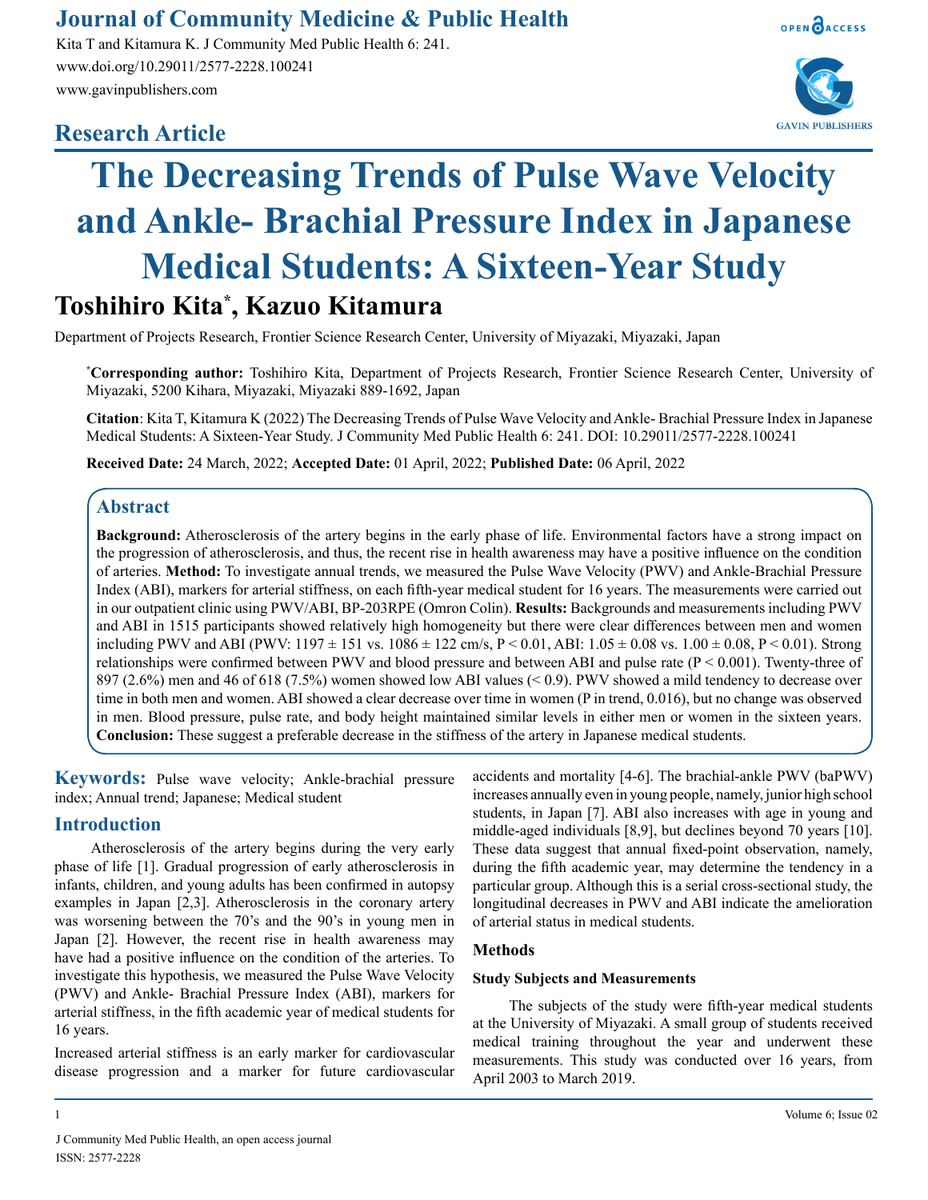## Research Article

# The Decreasing Trends of Pulse Wave Velocity and Ankle- Brachial Pressure Index in Japanese Medical Students: A Sixteen-Year Study

**Toshihiro Kita*, Kazuo Kitamura**

Department of Projects Research, Frontier Science Research Center, University of Miyazaki, Miyazaki, Japan

***Corresponding author:** Toshihiro Kita, Department of Projects Research, Frontier Science Research Center, University of Miyazaki, 5200 Kihara, Miyazaki, Miyazaki 889-1692, Japan

**Citation**: Kita T, Kitamura K (2022) The Decreasing Trends of Pulse Wave Velocity and Ankle- Brachial Pressure Index in Japanese Medical Students: A Sixteen-Year Study. J Community Med Public Health 6: 241. DOI: 10.29011/2577-2228.100241

**Received Date:** 24 March, 2022; **Accepted Date:** 01 April, 2022; **Published Date:** 06 April, 2022

## Abstract

**Background:** Atherosclerosis of the artery begins in the early phase of life. Environmental factors have a strong impact on the progression of atherosclerosis, and thus, the recent rise in health awareness may have a positive influence on the condition of arteries. **Method:** To investigate annual trends, we measured the Pulse Wave Velocity (PWV) and Ankle-Brachial Pressure Index (ABI), markers for arterial stiffness, on each fifth-year medical student for 16 years. The measurements were carried out in our outpatient clinic using PWV/ABI, BP-203RPE (Omron Colin). **Results:** Backgrounds and measurements including PWV and ABI in 1515 participants showed relatively high homogeneity but there were clear differences between men and women including PWV and ABI (PWV: 1197 ± 151 vs. 1086 ± 122 cm/s, $P < 0.01$, ABI: 1.05 ± 0.08 vs. 1.00 ± 0.08, $P < 0.01$). Strong relationships were confirmed between PWV and blood pressure and between ABI and pulse rate ($P < 0.001$). Twenty-three of 897 (2.6%) men and 46 of 618 (7.5%) women showed low ABI values (< 0.9). PWV showed a mild tendency to decrease over time in both men and women. ABI showed a clear decrease over time in women (P in trend, 0.016), but no change was observed in men. Blood pressure, pulse rate, and body height maintained similar levels in either men or women in the sixteen years. **Conclusion:** These suggest a preferable decrease in the stiffness of the artery in Japanese medical students.

**Keywords:** Pulse wave velocity; Ankle-brachial pressure index; Annual trend; Japanese; Medical student

## Introduction

Atherosclerosis of the artery begins during the very early phase of life [1]. Gradual progression of early atherosclerosis in infants, children, and young adults has been confirmed in autopsy examples in Japan [2,3]. Atherosclerosis in the coronary artery was worsening between the 70's and the 90's in young men in Japan [2]. However, the recent rise in health awareness may have had a positive influence on the condition of the arteries. To investigate this hypothesis, we measured the Pulse Wave Velocity (PWV) and Ankle- Brachial Pressure Index (ABI), markers for arterial stiffness, in the fifth academic year of medical students for 16 years.

Increased arterial stiffness is an early marker for cardiovascular disease progression and a marker for future cardiovascular accidents and mortality [4-6]. The brachial-ankle PWV (baPWV) increases annually even in young people, namely, junior high school students, in Japan [7]. ABI also increases with age in young and middle-aged individuals [8,9], but declines beyond 70 years [10]. These data suggest that annual fixed-point observation, namely, during the fifth academic year, may determine the tendency in a particular group. Although this is a serial cross-sectional study, the longitudinal decreases in PWV and ABI indicate the amelioration of arterial status in medical students.

### Methods

#### Study Subjects and Measurements

The subjects of the study were fifth-year medical students at the University of Miyazaki. A small group of students received medical training throughout the year and underwent these measurements. This study was conducted over 16 years, from April 2003 to March 2019.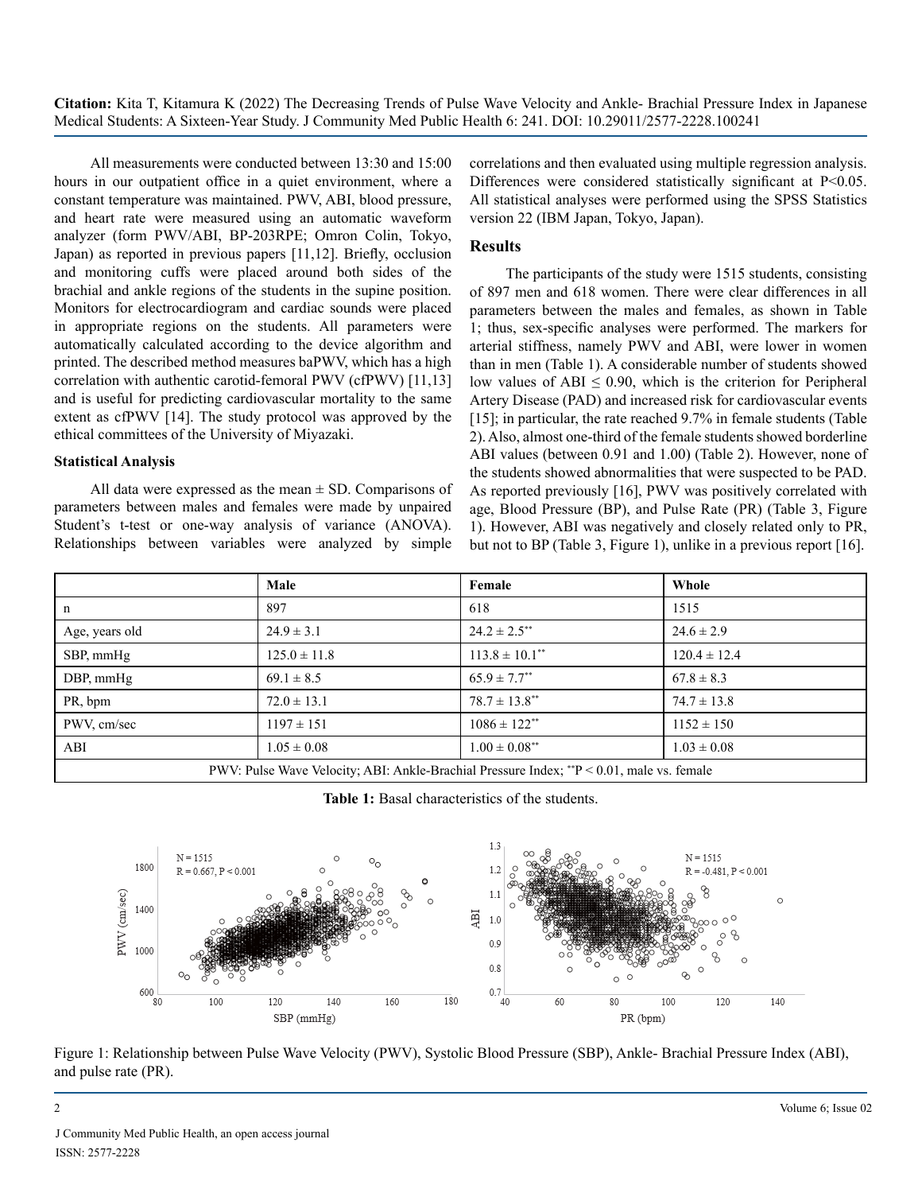All measurements were conducted between 13:30 and 15:00 hours in our outpatient office in a quiet environment, where a constant temperature was maintained. PWV, ABI, blood pressure, and heart rate were measured using an automatic waveform analyzer (form PWV/ABI, BP-203RPE; Omron Colin, Tokyo, Japan) as reported in previous papers [11,12]. Briefly, occlusion and monitoring cuffs were placed around both sides of the brachial and ankle regions of the students in the supine position. Monitors for electrocardiogram and cardiac sounds were placed in appropriate regions on the students. All parameters were automatically calculated according to the device algorithm and printed. The described method measures baPWV, which has a high correlation with authentic carotid-femoral PWV (cfPWV) [11,13] and is useful for predicting cardiovascular mortality to the same extent as cfPWV [14]. The study protocol was approved by the ethical committees of the University of Miyazaki.

### Statistical Analysis

All data were expressed as the mean ± SD. Comparisons of parameters between males and females were made by unpaired Student's t-test or one-way analysis of variance (ANOVA). Relationships between variables were analyzed by simple correlations and then evaluated using multiple regression analysis. Differences were considered statistically significant at P<0.05. All statistical analyses were performed using the SPSS Statistics version 22 (IBM Japan, Tokyo, Japan).

## Results

The participants of the study were 1515 students, consisting of 897 men and 618 women. There were clear differences in all parameters between the males and females, as shown in Table 1; thus, sex-specific analyses were performed. The markers for arterial stiffness, namely PWV and ABI, were lower in women than in men (Table 1). A considerable number of students showed low values of ABI ≤ 0.90, which is the criterion for Peripheral Artery Disease (PAD) and increased risk for cardiovascular events [15]; in particular, the rate reached 9.7% in female students (Table 2). Also, almost one-third of the female students showed borderline ABI values (between 0.91 and 1.00) (Table 2). However, none of the students showed abnormalities that were suspected to be PAD. As reported previously [16], PWV was positively correlated with age, Blood Pressure (BP), and Pulse Rate (PR) (Table 3, Figure 1). However, ABI was negatively and closely related only to PR, but not to BP (Table 3, Figure 1), unlike in a previous report [16].

| | Male | Female | Whole |
|---|---|---|---|
| n | 897 | 618 | 1515 |
| Age, years old | 24.9 ± 3.1 | 24.2 ± 2.5** | 24.6 ± 2.9 |
| SBP, mmHg | 125.0 ± 11.8 | 113.8 ± 10.1** | 120.4 ± 12.4 |
| DBP, mmHg | 69.1 ± 8.5 | 65.9 ± 7.7** | 67.8 ± 8.3 |
| PR, bpm | 72.0 ± 13.1 | 78.7 ± 13.8** | 74.7 ± 13.8 |
| PWV, cm/sec | 1197 ± 151 | 1086 ± 122** | 1152 ± 150 |
| ABI | 1.05 ± 0.08 | 1.00 ± 0.08** | 1.03 ± 0.08 |

PWV: Pulse Wave Velocity; ABI: Ankle-Brachial Pressure Index; **P < 0.01, male vs. female

**Table 1:** Basal characteristics of the students.

Figure 1: Relationship between Pulse Wave Velocity (PWV), Systolic Blood Pressure (SBP), Ankle- Brachial Pressure Index (ABI), and pulse rate (PR).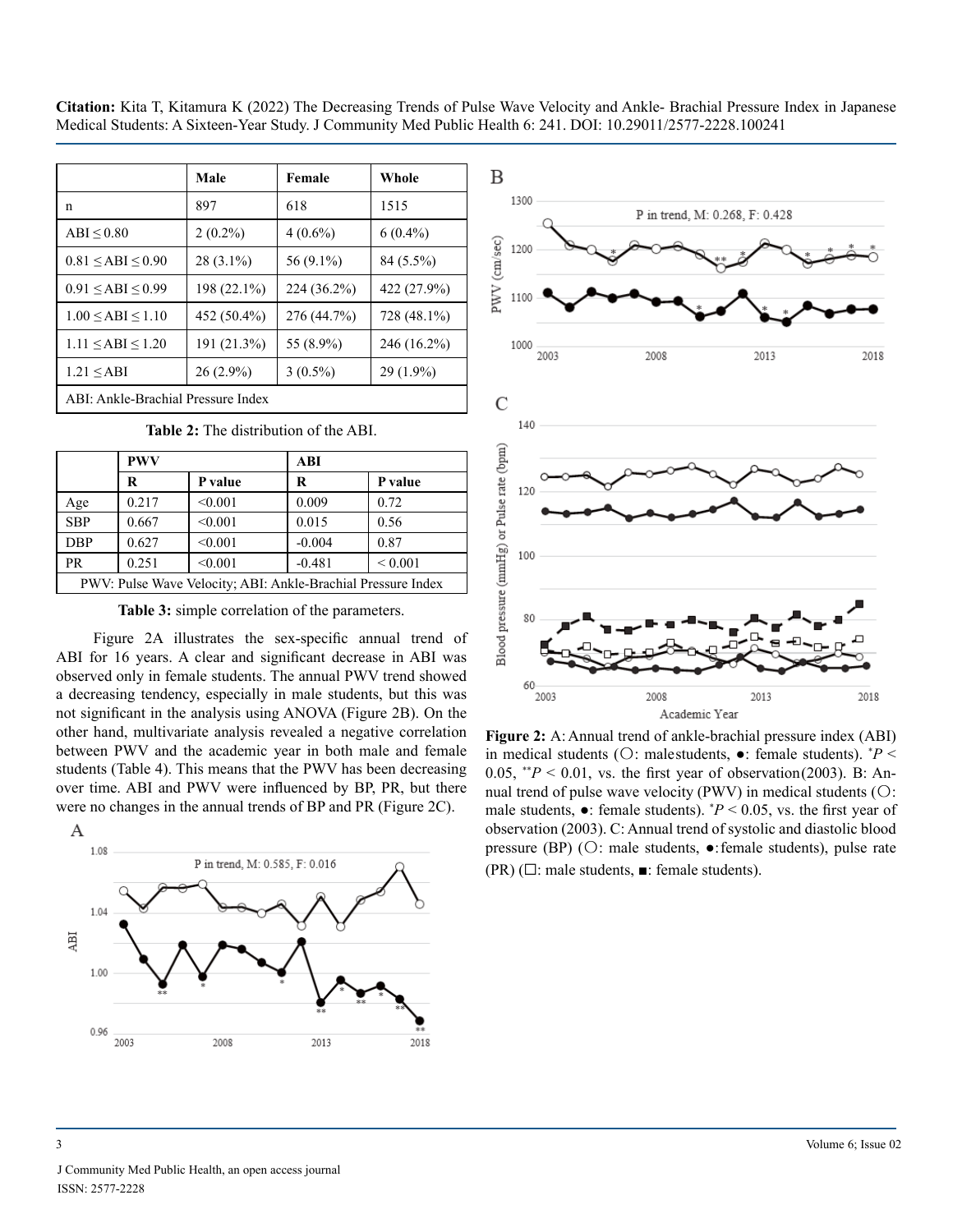|  | Male | Female | Whole |
|---|---|---|---|
| n | 897 | 618 | 1515 |
| ABI ≤ 0.80 | 2 (0.2%) | 4 (0.6%) | 6 (0.4%) |
| 0.81 ≤ ABI ≤ 0.90 | 28 (3.1%) | 56 (9.1%) | 84 (5.5%) |
| 0.91 ≤ ABI ≤ 0.99 | 198 (22.1%) | 224 (36.2%) | 422 (27.9%) |
| 1.00 ≤ ABI ≤ 1.10 | 452 (50.4%) | 276 (44.7%) | 728 (48.1%) |
| 1.11 ≤ ABI ≤ 1.20 | 191 (21.3%) | 55 (8.9%) | 246 (16.2%) |
| 1.21 ≤ ABI | 26 (2.9%) | 3 (0.5%) | 29 (1.9%) |
| ABI: Ankle-Brachial Pressure Index | | | |

**Table 2:** The distribution of the ABI.

|  | PWV | | ABI | |
|---|---|---|---|---|
|  | R | P value | R | P value |
| Age | 0.217 | <0.001 | 0.009 | 0.72 |
| SBP | 0.667 | <0.001 | 0.015 | 0.56 |
| DBP | 0.627 | <0.001 | -0.004 | 0.87 |
| PR | 0.251 | <0.001 | -0.481 | < 0.001 |
| PWV: Pulse Wave Velocity; ABI: Ankle-Brachial Pressure Index | | | | |

**Table 3:** simple correlation of the parameters.

Figure 2A illustrates the sex-specific annual trend of ABI for 16 years. A clear and significant decrease in ABI was observed only in female students. The annual PWV trend showed a decreasing tendency, especially in male students, but this was not significant in the analysis using ANOVA (Figure 2B). On the other hand, multivariate analysis revealed a negative correlation between PWV and the academic year in both male and female students (Table 4). This means that the PWV has been decreasing over time. ABI and PWV were influenced by BP, PR, but there were no changes in the annual trends of BP and PR (Figure 2C).

**Figure 2:** A: Annual trend of ankle-brachial pressure index (ABI) in medical students (○: male students, ●: female students). $^{*}P < 0.05$, $^{**}P < 0.01$, vs. the first year of observation (2003). B: Annual trend of pulse wave velocity (PWV) in medical students (○: male students, ●: female students). $^{*}P < 0.05$, vs. the first year of observation (2003). C: Annual trend of systolic and diastolic blood pressure (BP) (○: male students, ●: female students), pulse rate (PR) (□: male students, ■: female students).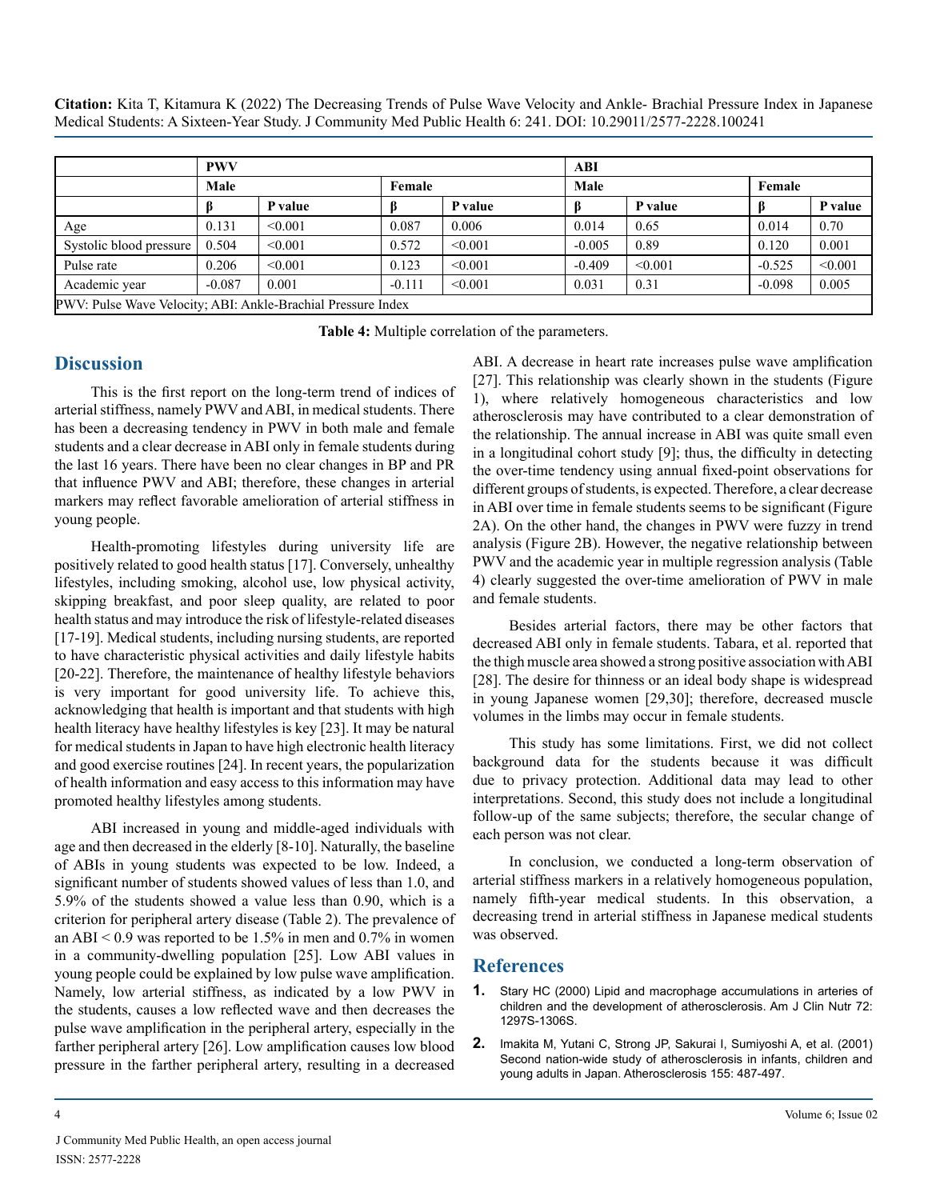|  | PWV |  |  |  | ABI |  |  |  |
|---|---|---|---|---|---|---|---|---|
|  | Male |  | Female |  | Male |  | Female |  |
|  | β | P value | β | P value | β | P value | β | P value |
| Age | 0.131 | <0.001 | 0.087 | 0.006 | 0.014 | 0.65 | 0.014 | 0.70 |
| Systolic blood pressure | 0.504 | <0.001 | 0.572 | <0.001 | -0.005 | 0.89 | 0.120 | 0.001 |
| Pulse rate | 0.206 | <0.001 | 0.123 | <0.001 | -0.409 | <0.001 | -0.525 | <0.001 |
| Academic year | -0.087 | 0.001 | -0.111 | <0.001 | 0.031 | 0.31 | -0.098 | 0.005 |
| PWV: Pulse Wave Velocity; ABI: Ankle-Brachial Pressure Index |  |  |  |  |  |  |  |  |

**Table 4:** Multiple correlation of the parameters.

## Discussion

This is the first report on the long-term trend of indices of arterial stiffness, namely PWV and ABI, in medical students. There has been a decreasing tendency in PWV in both male and female students and a clear decrease in ABI only in female students during the last 16 years. There have been no clear changes in BP and PR that influence PWV and ABI; therefore, these changes in arterial markers may reflect favorable amelioration of arterial stiffness in young people.

Health-promoting lifestyles during university life are positively related to good health status [17]. Conversely, unhealthy lifestyles, including smoking, alcohol use, low physical activity, skipping breakfast, and poor sleep quality, are related to poor health status and may introduce the risk of lifestyle-related diseases [17-19]. Medical students, including nursing students, are reported to have characteristic physical activities and daily lifestyle habits [20-22]. Therefore, the maintenance of healthy lifestyle behaviors is very important for good university life. To achieve this, acknowledging that health is important and that students with high health literacy have healthy lifestyles is key [23]. It may be natural for medical students in Japan to have high electronic health literacy and good exercise routines [24]. In recent years, the popularization of health information and easy access to this information may have promoted healthy lifestyles among students.

ABI increased in young and middle-aged individuals with age and then decreased in the elderly [8-10]. Naturally, the baseline of ABIs in young students was expected to be low. Indeed, a significant number of students showed values of less than 1.0, and 5.9% of the students showed a value less than 0.90, which is a criterion for peripheral artery disease (Table 2). The prevalence of an ABI < 0.9 was reported to be 1.5% in men and 0.7% in women in a community-dwelling population [25]. Low ABI values in young people could be explained by low pulse wave amplification. Namely, low arterial stiffness, as indicated by a low PWV in the students, causes a low reflected wave and then decreases the pulse wave amplification in the peripheral artery, especially in the farther peripheral artery [26]. Low amplification causes low blood pressure in the farther peripheral artery, resulting in a decreased ABI. A decrease in heart rate increases pulse wave amplification [27]. This relationship was clearly shown in the students (Figure 1), where relatively homogeneous characteristics and low atherosclerosis may have contributed to a clear demonstration of the relationship. The annual increase in ABI was quite small even in a longitudinal cohort study [9]; thus, the difficulty in detecting the over-time tendency using annual fixed-point observations for different groups of students, is expected. Therefore, a clear decrease in ABI over time in female students seems to be significant (Figure 2A). On the other hand, the changes in PWV were fuzzy in trend analysis (Figure 2B). However, the negative relationship between PWV and the academic year in multiple regression analysis (Table 4) clearly suggested the over-time amelioration of PWV in male and female students.

Besides arterial factors, there may be other factors that decreased ABI only in female students. Tabara, et al. reported that the thigh muscle area showed a strong positive association with ABI [28]. The desire for thinness or an ideal body shape is widespread in young Japanese women [29,30]; therefore, decreased muscle volumes in the limbs may occur in female students.

This study has some limitations. First, we did not collect background data for the students because it was difficult due to privacy protection. Additional data may lead to other interpretations. Second, this study does not include a longitudinal follow-up of the same subjects; therefore, the secular change of each person was not clear.

In conclusion, we conducted a long-term observation of arterial stiffness markers in a relatively homogeneous population, namely fifth-year medical students. In this observation, a decreasing trend in arterial stiffness in Japanese medical students was observed.

## References

1. Stary HC (2000) Lipid and macrophage accumulations in arteries of children and the development of atherosclerosis. Am J Clin Nutr 72: 1297S-1306S.
2. Imakita M, Yutani C, Strong JP, Sakurai I, Sumiyoshi A, et al. (2001) Second nation-wide study of atherosclerosis in infants, children and young adults in Japan. Atherosclerosis 155: 487-497.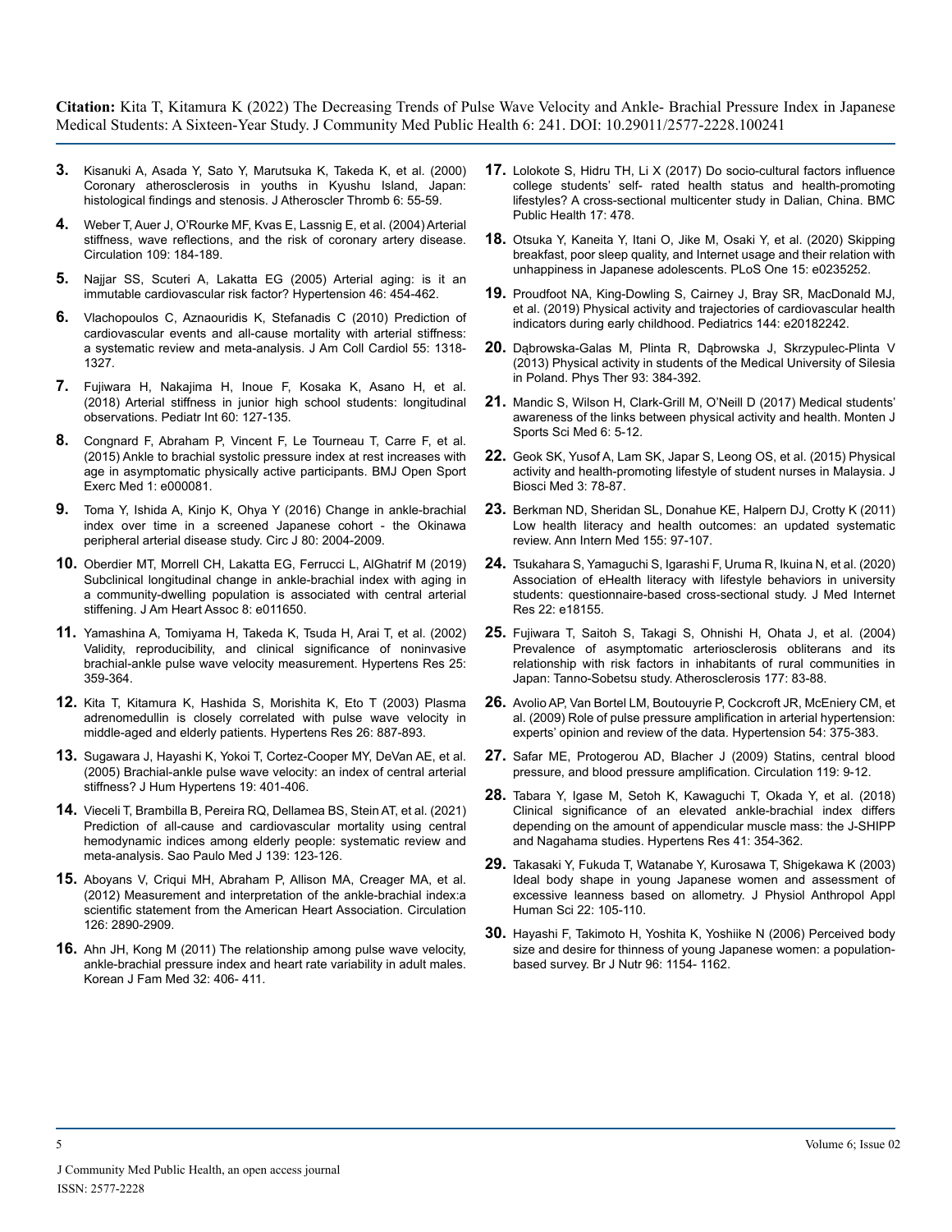3. Kisanuki A, Asada Y, Sato Y, Marutsuka K, Takeda K, et al. (2000) Coronary atherosclerosis in youths in Kyushu Island, Japan: histological findings and stenosis. J Atheroscler Thromb 6: 55-59.

4. Weber T, Auer J, O'Rourke MF, Kvas E, Lassnig E, et al. (2004) Arterial stiffness, wave reflections, and the risk of coronary artery disease. Circulation 109: 184-189.

5. Najjar SS, Scuteri A, Lakatta EG (2005) Arterial aging: is it an immutable cardiovascular risk factor? Hypertension 46: 454-462.

6. Vlachopoulos C, Aznaouridis K, Stefanadis C (2010) Prediction of cardiovascular events and all-cause mortality with arterial stiffness: a systematic review and meta-analysis. J Am Coll Cardiol 55: 1318-1327.

7. Fujiwara H, Nakajima H, Inoue F, Kosaka K, Asano H, et al. (2018) Arterial stiffness in junior high school students: longitudinal observations. Pediatr Int 60: 127-135.

8. Congnard F, Abraham P, Vincent F, Le Tourneau T, Carre F, et al. (2015) Ankle to brachial systolic pressure index at rest increases with age in asymptomatic physically active participants. BMJ Open Sport Exerc Med 1: e000081.

9. Toma Y, Ishida A, Kinjo K, Ohya Y (2016) Change in ankle-brachial index over time in a screened Japanese cohort - the Okinawa peripheral arterial disease study. Circ J 80: 2004-2009.

10. Oberdier MT, Morrell CH, Lakatta EG, Ferrucci L, AlGhatrif M (2019) Subclinical longitudinal change in ankle-brachial index with aging in a community-dwelling population is associated with central arterial stiffening. J Am Heart Assoc 8: e011650.

11. Yamashina A, Tomiyama H, Takeda K, Tsuda H, Arai T, et al. (2002) Validity, reproducibility, and clinical significance of noninvasive brachial-ankle pulse wave velocity measurement. Hypertens Res 25: 359-364.

12. Kita T, Kitamura K, Hashida S, Morishita K, Eto T (2003) Plasma adrenomedullin is closely correlated with pulse wave velocity in middle-aged and elderly patients. Hypertens Res 26: 887-893.

13. Sugawara J, Hayashi K, Yokoi T, Cortez-Cooper MY, DeVan AE, et al. (2005) Brachial-ankle pulse wave velocity: an index of central arterial stiffness? J Hum Hypertens 19: 401-406.

14. Vieceli T, Brambilla B, Pereira RQ, Dellamea BS, Stein AT, et al. (2021) Prediction of all-cause and cardiovascular mortality using central hemodynamic indices among elderly people: systematic review and meta-analysis. Sao Paulo Med J 139: 123-126.

15. Aboyans V, Criqui MH, Abraham P, Allison MA, Creager MA, et al. (2012) Measurement and interpretation of the ankle-brachial index:a scientific statement from the American Heart Association. Circulation 126: 2890-2909.

16. Ahn JH, Kong M (2011) The relationship among pulse wave velocity, ankle-brachial pressure index and heart rate variability in adult males. Korean J Fam Med 32: 406- 411.

17. Lolokote S, Hidru TH, Li X (2017) Do socio-cultural factors influence college students' self- rated health status and health-promoting lifestyles? A cross-sectional multicenter study in Dalian, China. BMC Public Health 17: 478.

18. Otsuka Y, Kaneita Y, Itani O, Jike M, Osaki Y, et al. (2020) Skipping breakfast, poor sleep quality, and Internet usage and their relation with unhappiness in Japanese adolescents. PLoS One 15: e0235252.

19. Proudfoot NA, King-Dowling S, Cairney J, Bray SR, MacDonald MJ, et al. (2019) Physical activity and trajectories of cardiovascular health indicators during early childhood. Pediatrics 144: e20182242.

20. Dąbrowska-Galas M, Plinta R, Dąbrowska J, Skrzypulec-Plinta V (2013) Physical activity in students of the Medical University of Silesia in Poland. Phys Ther 93: 384-392.

21. Mandic S, Wilson H, Clark-Grill M, O'Neill D (2017) Medical students' awareness of the links between physical activity and health. Monten J Sports Sci Med 6: 5-12.

22. Geok SK, Yusof A, Lam SK, Japar S, Leong OS, et al. (2015) Physical activity and health-promoting lifestyle of student nurses in Malaysia. J Biosci Med 3: 78-87.

23. Berkman ND, Sheridan SL, Donahue KE, Halpern DJ, Crotty K (2011) Low health literacy and health outcomes: an updated systematic review. Ann Intern Med 155: 97-107.

24. Tsukahara S, Yamaguchi S, Igarashi F, Uruma R, Ikuina N, et al. (2020) Association of eHealth literacy with lifestyle behaviors in university students: questionnaire-based cross-sectional study. J Med Internet Res 22: e18155.

25. Fujiwara T, Saitoh S, Takagi S, Ohnishi H, Ohata J, et al. (2004) Prevalence of asymptomatic arteriosclerosis obliterans and its relationship with risk factors in inhabitants of rural communities in Japan: Tanno-Sobetsu study. Atherosclerosis 177: 83-88.

26. Avolio AP, Van Bortel LM, Boutouyrie P, Cockcroft JR, McEniery CM, et al. (2009) Role of pulse pressure amplification in arterial hypertension: experts' opinion and review of the data. Hypertension 54: 375-383.

27. Safar ME, Protogerou AD, Blacher J (2009) Statins, central blood pressure, and blood pressure amplification. Circulation 119: 9-12.

28. Tabara Y, Igase M, Setoh K, Kawaguchi T, Okada Y, et al. (2018) Clinical significance of an elevated ankle-brachial index differs depending on the amount of appendicular muscle mass: the J-SHIPP and Nagahama studies. Hypertens Res 41: 354-362.

29. Takasaki Y, Fukuda T, Watanabe Y, Kurosawa T, Shigekawa K (2003) Ideal body shape in young Japanese women and assessment of excessive leanness based on allometry. J Physiol Anthropol Appl Human Sci 22: 105-110.

30. Hayashi F, Takimoto H, Yoshita K, Yoshiike N (2006) Perceived body size and desire for thinness of young Japanese women: a population-based survey. Br J Nutr 96: 1154- 1162.